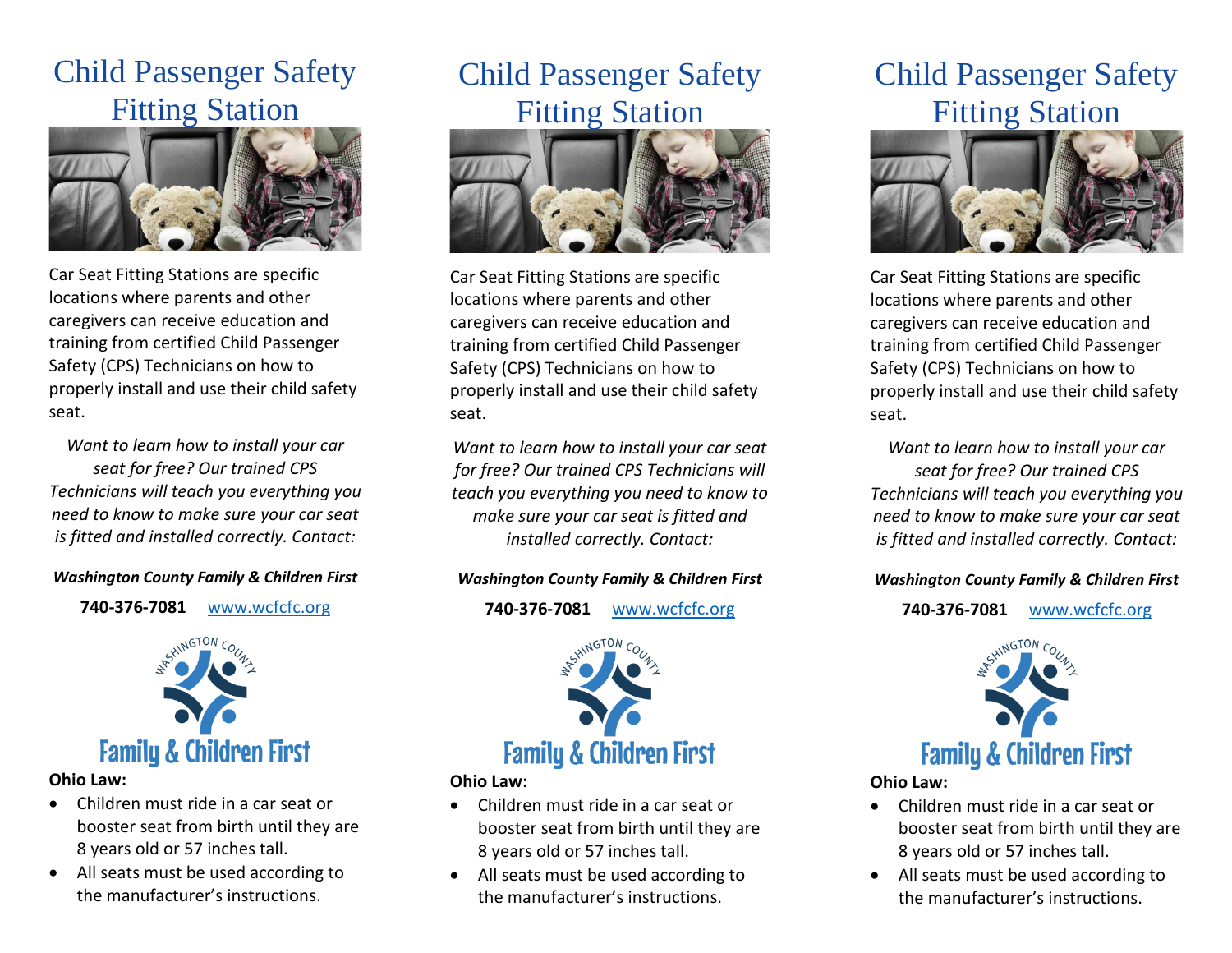# Child Passenger Safety Fitting Station

Car Seat Fitting Stations are specific locations where parents and other caregivers can receive education and training from certified Child Passenger Safety (CPS) Technicians on how to properly install and use their child safety seat.

*Want to learn how to install your car seat for free? Our trained CPS Technicians will teach you everything you need to know to make sure your car seat is fitted and installed correctly. Contact:*

***Washington County Family & Children First***

**740-376-7081** www.wcfcfc.org

Washington County Family & Children First

**Ohio Law:**

- Children must ride in a car seat or booster seat from birth until they are 8 years old or 57 inches tall.
- All seats must be used according to the manufacturer's instructions.

# Child Passenger Safety Fitting Station

Car Seat Fitting Stations are specific locations where parents and other caregivers can receive education and training from certified Child Passenger Safety (CPS) Technicians on how to properly install and use their child safety seat.

*Want to learn how to install your car seat for free? Our trained CPS Technicians will teach you everything you need to know to make sure your car seat is fitted and installed correctly. Contact:*

***Washington County Family & Children First***

**740-376-7081** www.wcfcfc.org

Washington County Family & Children First

**Ohio Law:**

- Children must ride in a car seat or booster seat from birth until they are 8 years old or 57 inches tall.
- All seats must be used according to the manufacturer's instructions.

# Child Passenger Safety Fitting Station

Car Seat Fitting Stations are specific locations where parents and other caregivers can receive education and training from certified Child Passenger Safety (CPS) Technicians on how to properly install and use their child safety seat.

*Want to learn how to install your car seat for free? Our trained CPS Technicians will teach you everything you need to know to make sure your car seat is fitted and installed correctly. Contact:*

***Washington County Family & Children First***

**740-376-7081** www.wcfcfc.org

Washington County Family & Children First

**Ohio Law:**

- Children must ride in a car seat or booster seat from birth until they are 8 years old or 57 inches tall.
- All seats must be used according to the manufacturer's instructions.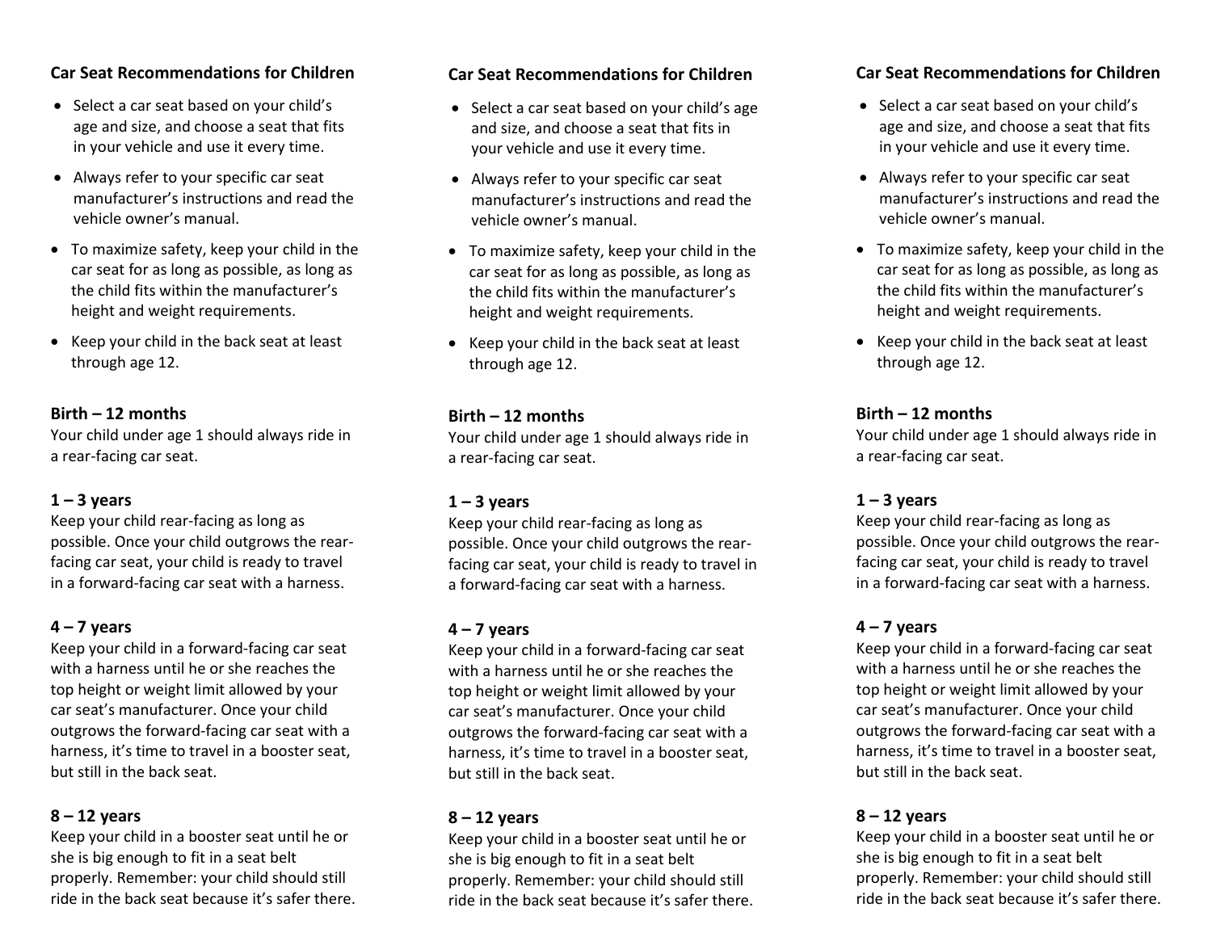## Car Seat Recommendations for Children

- Select a car seat based on your child's age and size, and choose a seat that fits in your vehicle and use it every time.
- Always refer to your specific car seat manufacturer's instructions and read the vehicle owner's manual.
- To maximize safety, keep your child in the car seat for as long as possible, as long as the child fits within the manufacturer's height and weight requirements.
- Keep your child in the back seat at least through age 12.

### Birth – 12 months

Your child under age 1 should always ride in a rear-facing car seat.

### 1 – 3 years

Keep your child rear-facing as long as possible. Once your child outgrows the rear-facing car seat, your child is ready to travel in a forward-facing car seat with a harness.

### 4 – 7 years

Keep your child in a forward-facing car seat with a harness until he or she reaches the top height or weight limit allowed by your car seat's manufacturer. Once your child outgrows the forward-facing car seat with a harness, it's time to travel in a booster seat, but still in the back seat.

### 8 – 12 years

Keep your child in a booster seat until he or she is big enough to fit in a seat belt properly. Remember: your child should still ride in the back seat because it's safer there.

## Car Seat Recommendations for Children

- Select a car seat based on your child's age and size, and choose a seat that fits in your vehicle and use it every time.
- Always refer to your specific car seat manufacturer's instructions and read the vehicle owner's manual.
- To maximize safety, keep your child in the car seat for as long as possible, as long as the child fits within the manufacturer's height and weight requirements.
- Keep your child in the back seat at least through age 12.

### Birth – 12 months

Your child under age 1 should always ride in a rear-facing car seat.

### 1 – 3 years

Keep your child rear-facing as long as possible. Once your child outgrows the rear-facing car seat, your child is ready to travel in a forward-facing car seat with a harness.

### 4 – 7 years

Keep your child in a forward-facing car seat with a harness until he or she reaches the top height or weight limit allowed by your car seat's manufacturer. Once your child outgrows the forward-facing car seat with a harness, it's time to travel in a booster seat, but still in the back seat.

### 8 – 12 years

Keep your child in a booster seat until he or she is big enough to fit in a seat belt properly. Remember: your child should still ride in the back seat because it's safer there.

## Car Seat Recommendations for Children

- Select a car seat based on your child's age and size, and choose a seat that fits in your vehicle and use it every time.
- Always refer to your specific car seat manufacturer's instructions and read the vehicle owner's manual.
- To maximize safety, keep your child in the car seat for as long as possible, as long as the child fits within the manufacturer's height and weight requirements.
- Keep your child in the back seat at least through age 12.

### Birth – 12 months

Your child under age 1 should always ride in a rear-facing car seat.

### 1 – 3 years

Keep your child rear-facing as long as possible. Once your child outgrows the rear-facing car seat, your child is ready to travel in a forward-facing car seat with a harness.

### 4 – 7 years

Keep your child in a forward-facing car seat with a harness until he or she reaches the top height or weight limit allowed by your car seat's manufacturer. Once your child outgrows the forward-facing car seat with a harness, it's time to travel in a booster seat, but still in the back seat.

### 8 – 12 years

Keep your child in a booster seat until he or she is big enough to fit in a seat belt properly. Remember: your child should still ride in the back seat because it's safer there.